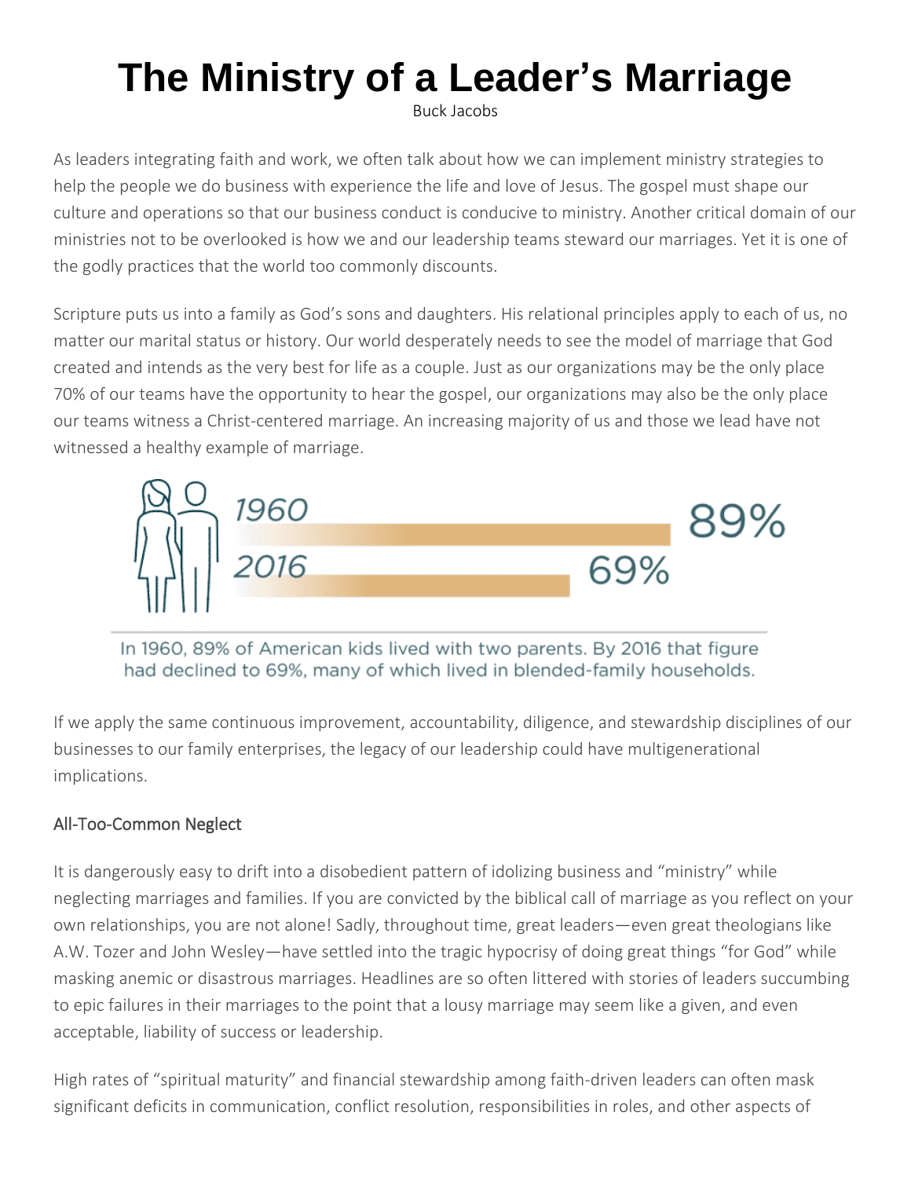# The Ministry of a Leader's Marriage

Buck Jacobs

As leaders integrating faith and work, we often talk about how we can implement ministry strategies to help the people we do business with experience the life and love of Jesus. The gospel must shape our culture and operations so that our business conduct is conducive to ministry. Another critical domain of our ministries not to be overlooked is how we and our leadership teams steward our marriages. Yet it is one of the godly practices that the world too commonly discounts.

Scripture puts us into a family as God's sons and daughters. His relational principles apply to each of us, no matter our marital status or history. Our world desperately needs to see the model of marriage that God created and intends as the very best for life as a couple. Just as our organizations may be the only place 70% of our teams have the opportunity to hear the gospel, our organizations may also be the only place our teams witness a Christ-centered marriage. An increasing majority of us and those we lead have not witnessed a healthy example of marriage.

1960 89%

2016 69%

In 1960, 89% of American kids lived with two parents. By 2016 that figure had declined to 69%, many of which lived in blended-family households.

If we apply the same continuous improvement, accountability, diligence, and stewardship disciplines of our businesses to our family enterprises, the legacy of our leadership could have multigenerational implications.

## All-Too-Common Neglect

It is dangerously easy to drift into a disobedient pattern of idolizing business and "ministry" while neglecting marriages and families. If you are convicted by the biblical call of marriage as you reflect on your own relationships, you are not alone! Sadly, throughout time, great leaders—even great theologians like A.W. Tozer and John Wesley—have settled into the tragic hypocrisy of doing great things "for God" while masking anemic or disastrous marriages. Headlines are so often littered with stories of leaders succumbing to epic failures in their marriages to the point that a lousy marriage may seem like a given, and even acceptable, liability of success or leadership.

High rates of "spiritual maturity" and financial stewardship among faith-driven leaders can often mask significant deficits in communication, conflict resolution, responsibilities in roles, and other aspects of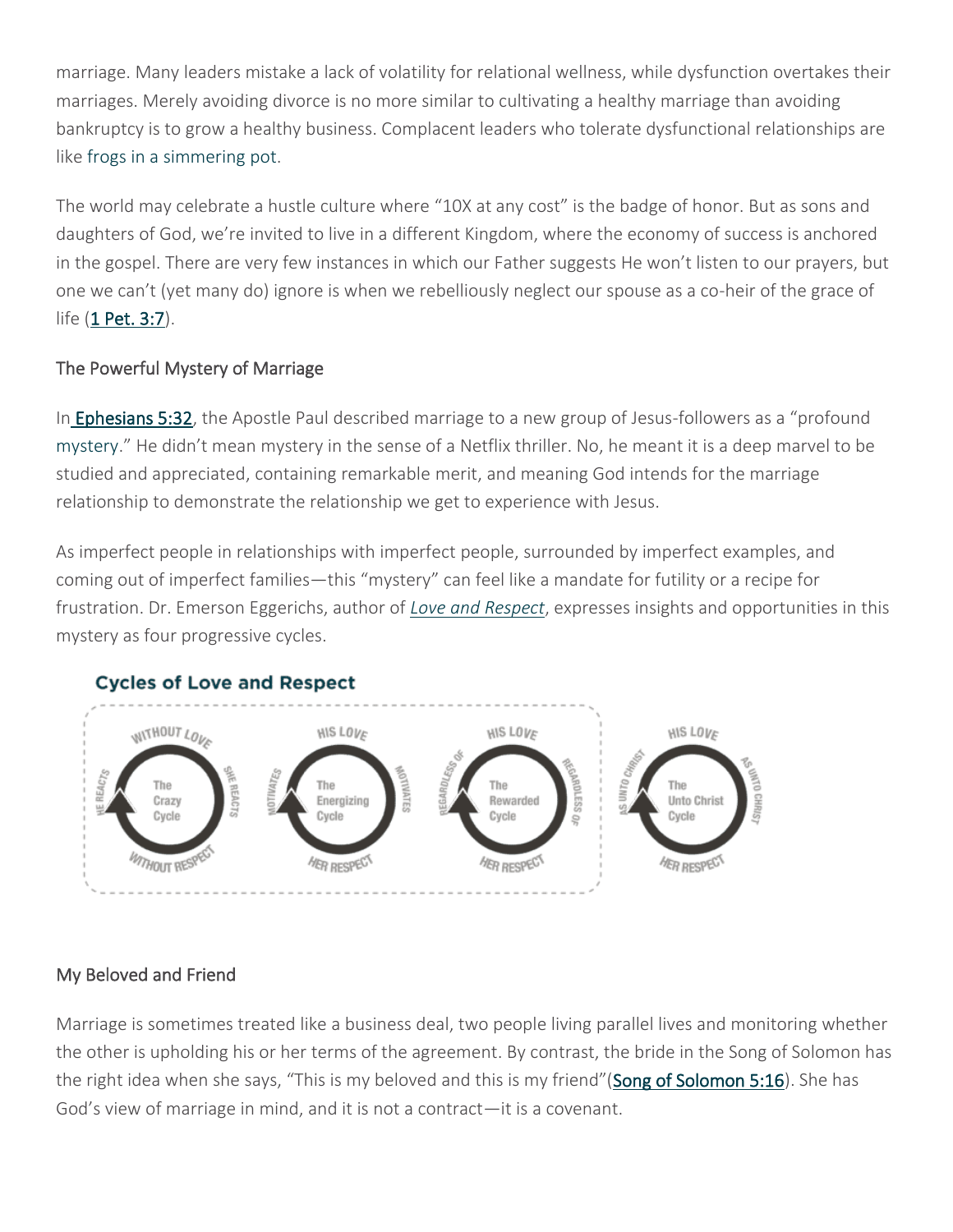marriage. Many leaders mistake a lack of volatility for relational wellness, while dysfunction overtakes their marriages. Merely avoiding divorce is no more similar to cultivating a healthy marriage than avoiding bankruptcy is to grow a healthy business. Complacent leaders who tolerate dysfunctional relationships are like frogs in a simmering pot.

The world may celebrate a hustle culture where "10X at any cost" is the badge of honor. But as sons and daughters of God, we're invited to live in a different Kingdom, where the economy of success is anchored in the gospel. There are very few instances in which our Father suggests He won't listen to our prayers, but one we can't (yet many do) ignore is when we rebelliously neglect our spouse as a co-heir of the grace of life (1 Pet. 3:7).

## The Powerful Mystery of Marriage

In Ephesians 5:32, the Apostle Paul described marriage to a new group of Jesus-followers as a "profound mystery." He didn't mean mystery in the sense of a Netflix thriller. No, he meant it is a deep marvel to be studied and appreciated, containing remarkable merit, and meaning God intends for the marriage relationship to demonstrate the relationship we get to experience with Jesus.

As imperfect people in relationships with imperfect people, surrounded by imperfect examples, and coming out of imperfect families—this "mystery" can feel like a mandate for futility or a recipe for frustration. Dr. Emerson Eggerichs, author of *Love and Respect*, expresses insights and opportunities in this mystery as four progressive cycles.

**Cycles of Love and Respect**

| Cycle | Top | Left | Right | Bottom |
| --- | --- | --- | --- | --- |
| The Crazy Cycle | Without Love | He Reacts | She Reacts | Without Respect |
| The Energizing Cycle | His Love | Motivates | Motivates | Her Respect |
| The Rewarded Cycle | His Love | Regardless of | Regardless of | Her Respect |
| The Unto Christ Cycle | His Love | As Unto Christ | As Unto Christ | Her Respect |

## My Beloved and Friend

Marriage is sometimes treated like a business deal, two people living parallel lives and monitoring whether the other is upholding his or her terms of the agreement. By contrast, the bride in the Song of Solomon has the right idea when she says, "This is my beloved and this is my friend"(Song of Solomon 5:16). She has God's view of marriage in mind, and it is not a contract—it is a covenant.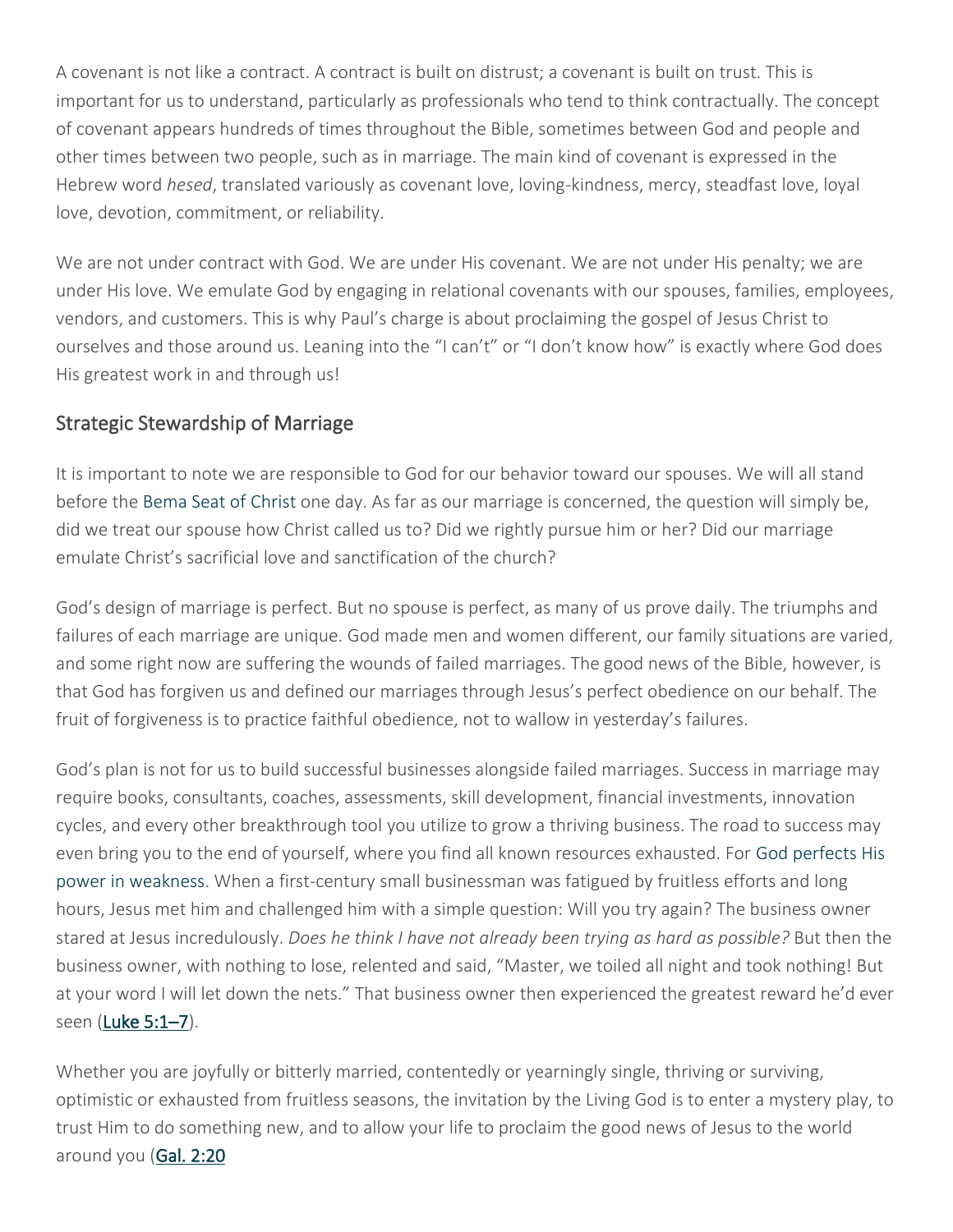A covenant is not like a contract. A contract is built on distrust; a covenant is built on trust. This is important for us to understand, particularly as professionals who tend to think contractually. The concept of covenant appears hundreds of times throughout the Bible, sometimes between God and people and other times between two people, such as in marriage. The main kind of covenant is expressed in the Hebrew word *hesed*, translated variously as covenant love, loving-kindness, mercy, steadfast love, loyal love, devotion, commitment, or reliability.

We are not under contract with God. We are under His covenant. We are not under His penalty; we are under His love. We emulate God by engaging in relational covenants with our spouses, families, employees, vendors, and customers. This is why Paul's charge is about proclaiming the gospel of Jesus Christ to ourselves and those around us. Leaning into the "I can't" or "I don't know how" is exactly where God does His greatest work in and through us!

## Strategic Stewardship of Marriage

It is important to note we are responsible to God for our behavior toward our spouses. We will all stand before the Bema Seat of Christ one day. As far as our marriage is concerned, the question will simply be, did we treat our spouse how Christ called us to? Did we rightly pursue him or her? Did our marriage emulate Christ's sacrificial love and sanctification of the church?

God's design of marriage is perfect. But no spouse is perfect, as many of us prove daily. The triumphs and failures of each marriage are unique. God made men and women different, our family situations are varied, and some right now are suffering the wounds of failed marriages. The good news of the Bible, however, is that God has forgiven us and defined our marriages through Jesus's perfect obedience on our behalf. The fruit of forgiveness is to practice faithful obedience, not to wallow in yesterday's failures.

God's plan is not for us to build successful businesses alongside failed marriages. Success in marriage may require books, consultants, coaches, assessments, skill development, financial investments, innovation cycles, and every other breakthrough tool you utilize to grow a thriving business. The road to success may even bring you to the end of yourself, where you find all known resources exhausted. For God perfects His power in weakness. When a first-century small businessman was fatigued by fruitless efforts and long hours, Jesus met him and challenged him with a simple question: Will you try again? The business owner stared at Jesus incredulously. *Does he think I have not already been trying as hard as possible?* But then the business owner, with nothing to lose, relented and said, "Master, we toiled all night and took nothing! But at your word I will let down the nets." That business owner then experienced the greatest reward he'd ever seen (Luke 5:1–7).

Whether you are joyfully or bitterly married, contentedly or yearningly single, thriving or surviving, optimistic or exhausted from fruitless seasons, the invitation by the Living God is to enter a mystery play, to trust Him to do something new, and to allow your life to proclaim the good news of Jesus to the world around you (Gal. 2:20